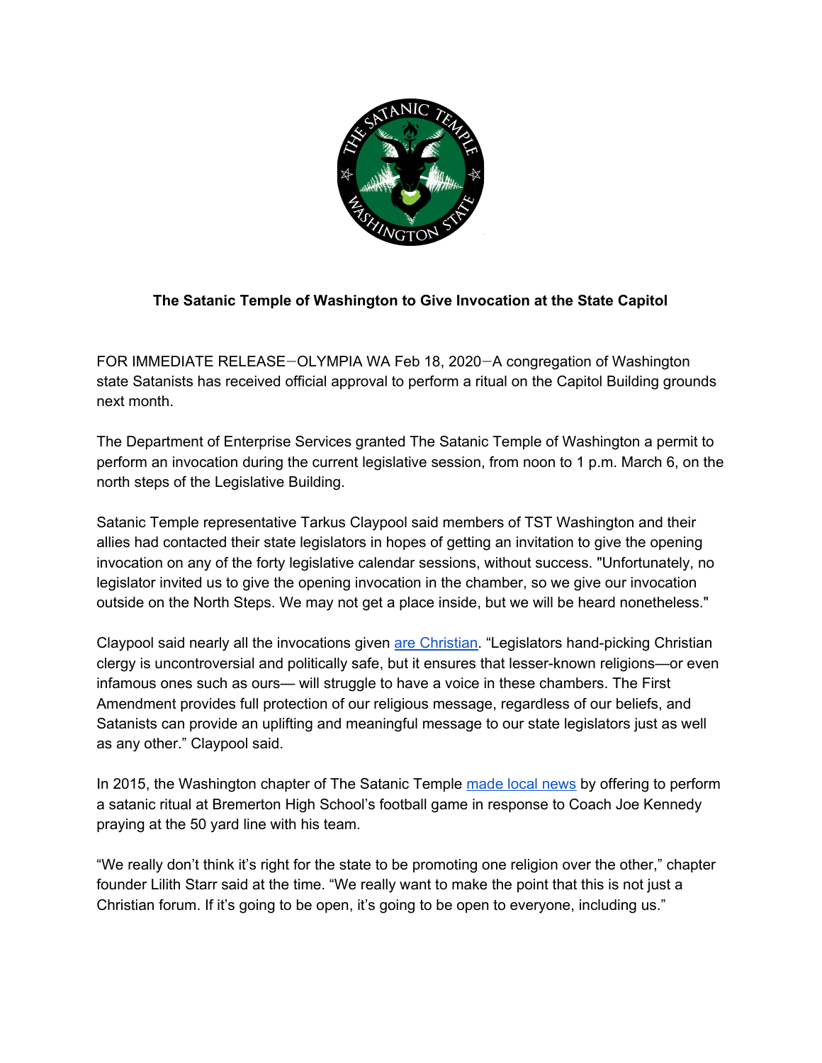**The Satanic Temple of Washington to Give Invocation at the State Capitol**

FOR IMMEDIATE RELEASE—OLYMPIA WA Feb 18, 2020—A congregation of Washington state Satanists has received official approval to perform a ritual on the Capitol Building grounds next month.

The Department of Enterprise Services granted The Satanic Temple of Washington a permit to perform an invocation during the current legislative session, from noon to 1 p.m. March 6, on the north steps of the Legislative Building.

Satanic Temple representative Tarkus Claypool said members of TST Washington and their allies had contacted their state legislators in hopes of getting an invitation to give the opening invocation on any of the forty legislative calendar sessions, without success. "Unfortunately, no legislator invited us to give the opening invocation in the chamber, so we give our invocation outside on the North Steps. We may not get a place inside, but we will be heard nonetheless."

Claypool said nearly all the invocations given are Christian. "Legislators hand-picking Christian clergy is uncontroversial and politically safe, but it ensures that lesser-known religions—or even infamous ones such as ours— will struggle to have a voice in these chambers. The First Amendment provides full protection of our religious message, regardless of our beliefs, and Satanists can provide an uplifting and meaningful message to our state legislators just as well as any other." Claypool said.

In 2015, the Washington chapter of The Satanic Temple made local news by offering to perform a satanic ritual at Bremerton High School's football game in response to Coach Joe Kennedy praying at the 50 yard line with his team.

"We really don't think it's right for the state to be promoting one religion over the other," chapter founder Lilith Starr said at the time. "We really want to make the point that this is not just a Christian forum. If it's going to be open, it's going to be open to everyone, including us."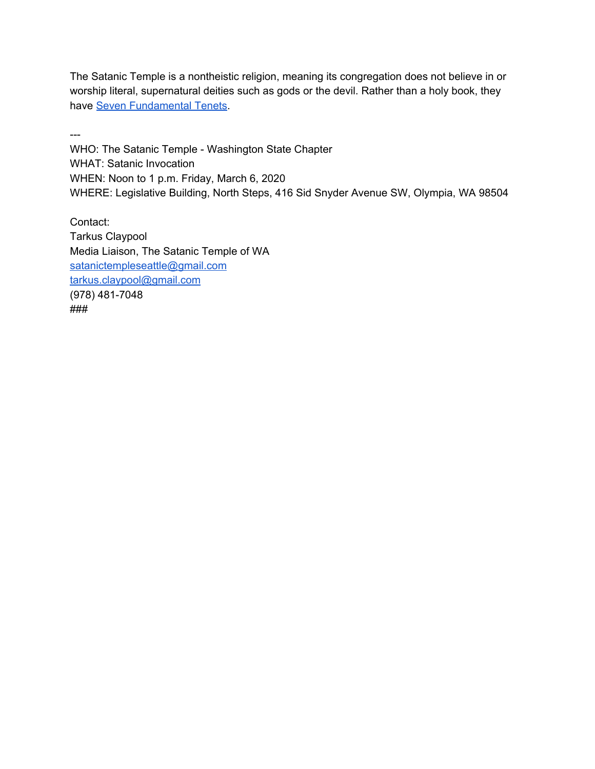The Satanic Temple is a nontheistic religion, meaning its congregation does not believe in or worship literal, supernatural deities such as gods or the devil. Rather than a holy book, they have Seven Fundamental Tenets.

---

WHO: The Satanic Temple - Washington State Chapter
WHAT: Satanic Invocation
WHEN: Noon to 1 p.m. Friday, March 6, 2020
WHERE: Legislative Building, North Steps, 416 Sid Snyder Avenue SW, Olympia, WA 98504

Contact:
Tarkus Claypool
Media Liaison, The Satanic Temple of WA
satanictempleseattle@gmail.com
tarkus.claypool@gmail.com
(978) 481-7048
###